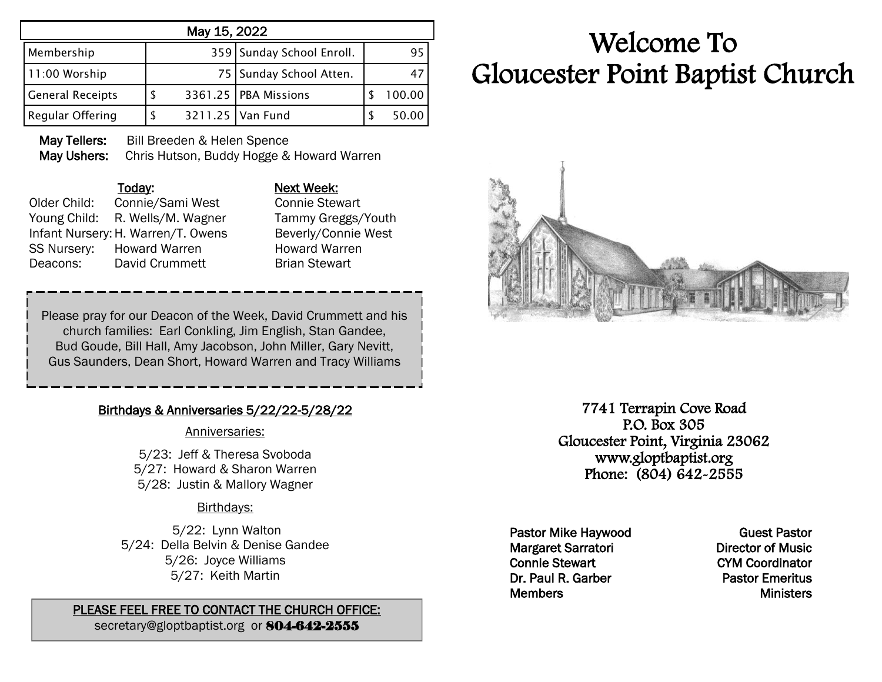| May 15, 2022 | | | |
|---|---|---|---|
| Membership | 359 | Sunday School Enroll. | 95 |
| 11:00 Worship | 75 | Sunday School Atten. | 47 |
| General Receipts | $ 3361.25 | PBA Missions | $ 100.00 |
| Regular Offering | $ 3211.25 | Van Fund | $ 50.00 |

**May Tellers:** Bill Breeden & Helen Spence
**May Ushers:** Chris Hutson, Buddy Hogge & Howard Warren

| | Today: | Next Week: |
|---|---|---|
| Older Child: | Connie/Sami West | Connie Stewart |
| Young Child: | R. Wells/M. Wagner | Tammy Greggs/Youth |
| Infant Nursery: | H. Warren/T. Owens | Beverly/Connie West |
| SS Nursery: | Howard Warren | Howard Warren |
| Deacons: | David Crummett | Brian Stewart |

Please pray for our Deacon of the Week, David Crummett and his church families: Earl Conkling, Jim English, Stan Gandee, Bud Goude, Bill Hall, Amy Jacobson, John Miller, Gary Nevitt, Gus Saunders, Dean Short, Howard Warren and Tracy Williams

## Birthdays & Anniversaries 5/22/22-5/28/22

Anniversaries:

5/23: Jeff & Theresa Svoboda
5/27: Howard & Sharon Warren
5/28: Justin & Mallory Wagner

Birthdays:

5/22: Lynn Walton
5/24: Della Belvin & Denise Gandee
5/26: Joyce Williams
5/27: Keith Martin

**PLEASE FEEL FREE TO CONTACT THE CHURCH OFFICE:**
secretary@gloptbaptist.org or **804-642-2555**

# Welcome To Gloucester Point Baptist Church

7741 Terrapin Cove Road
P.O. Box 305
Gloucester Point, Virginia 23062
www.gloptbaptist.org
Phone: (804) 642-2555

| | |
|---|---|
| Pastor Mike Haywood | Guest Pastor |
| Margaret Sarratori | Director of Music |
| Connie Stewart | CYM Coordinator |
| Dr. Paul R. Garber | Pastor Emeritus |
| Members | Ministers |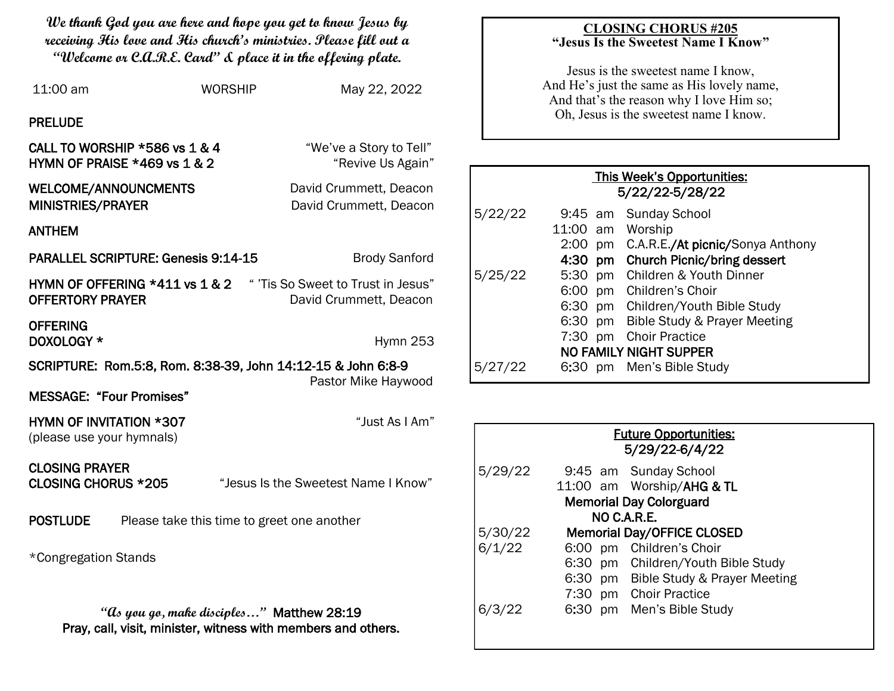***We thank God you are here and hope you get to know Jesus by receiving His love and His church's ministries. Please fill out a "Welcome or C.A.R.E. Card" & place it in the offering plate.***

11:00 am WORSHIP May 22, 2022

**PRELUDE**

**CALL TO WORSHIP *586 vs 1 & 4** "We've a Story to Tell"
**HYMN OF PRAISE *469 vs 1 & 2** "Revive Us Again"

**WELCOME/ANNOUNCMENTS** David Crummett, Deacon
**MINISTRIES/PRAYER** David Crummett, Deacon

**ANTHEM**

**PARALLEL SCRIPTURE: Genesis 9:14-15** Brody Sanford

**HYMN OF OFFERING *411 vs 1 & 2** " 'Tis So Sweet to Trust in Jesus"
**OFFERTORY PRAYER** David Crummett, Deacon

**OFFERING**
**DOXOLOGY *** Hymn 253

**SCRIPTURE: Rom.5:8, Rom. 8:38-39, John 14:12-15 & John 6:8-9** Pastor Mike Haywood

**MESSAGE: "Four Promises"**

**HYMN OF INVITATION *307** "Just As I Am"
(please use your hymnals)

**CLOSING PRAYER**
**CLOSING CHORUS *205** "Jesus Is the Sweetest Name I Know"

**POSTLUDE** Please take this time to greet one another

*Congregation Stands

***"As you go, make disciples…"*** Matthew 28:19
Pray, call, visit, minister, witness with members and others.

**CLOSING CHORUS #205**
**"Jesus Is the Sweetest Name I Know"**

Jesus is the sweetest name I know,
And He's just the same as His lovely name,
And that's the reason why I love Him so;
Oh, Jesus is the sweetest name I know.

**This Week's Opportunities:**
**5/22/22-5/28/22**

| | | | |
|---|---|---|---|
| 5/22/22 | 9:45 | am | Sunday School |
| | 11:00 | am | Worship |
| | 2:00 | pm | C.A.R.E./**At picnic/**Sonya Anthony |
| | **4:30** | **pm** | **Church Picnic/bring dessert** |
| 5/25/22 | 5:30 | pm | Children & Youth Dinner |
| | 6:00 | pm | Children's Choir |
| | 6:30 | pm | Children/Youth Bible Study |
| | 6:30 | pm | Bible Study & Prayer Meeting |
| | 7:30 | pm | Choir Practice |
| | **NO FAMILY NIGHT SUPPER** | | |
| 5/27/22 | 6:30 | pm | Men's Bible Study |

**Future Opportunities:**
**5/29/22-6/4/22**

| | | | |
|---|---|---|---|
| 5/29/22 | 9:45 | am | Sunday School |
| | 11:00 | am | Worship/**AHG & TL** |
| | **Memorial Day Colorguard** | | |
| | **NO C.A.R.E.** | | |
| 5/30/22 | **Memorial Day/OFFICE CLOSED** | | |
| 6/1/22 | 6:00 | pm | Children's Choir |
| | 6:30 | pm | Children/Youth Bible Study |
| | 6:30 | pm | Bible Study & Prayer Meeting |
| | 7:30 | pm | Choir Practice |
| 6/3/22 | 6:30 | pm | Men's Bible Study |